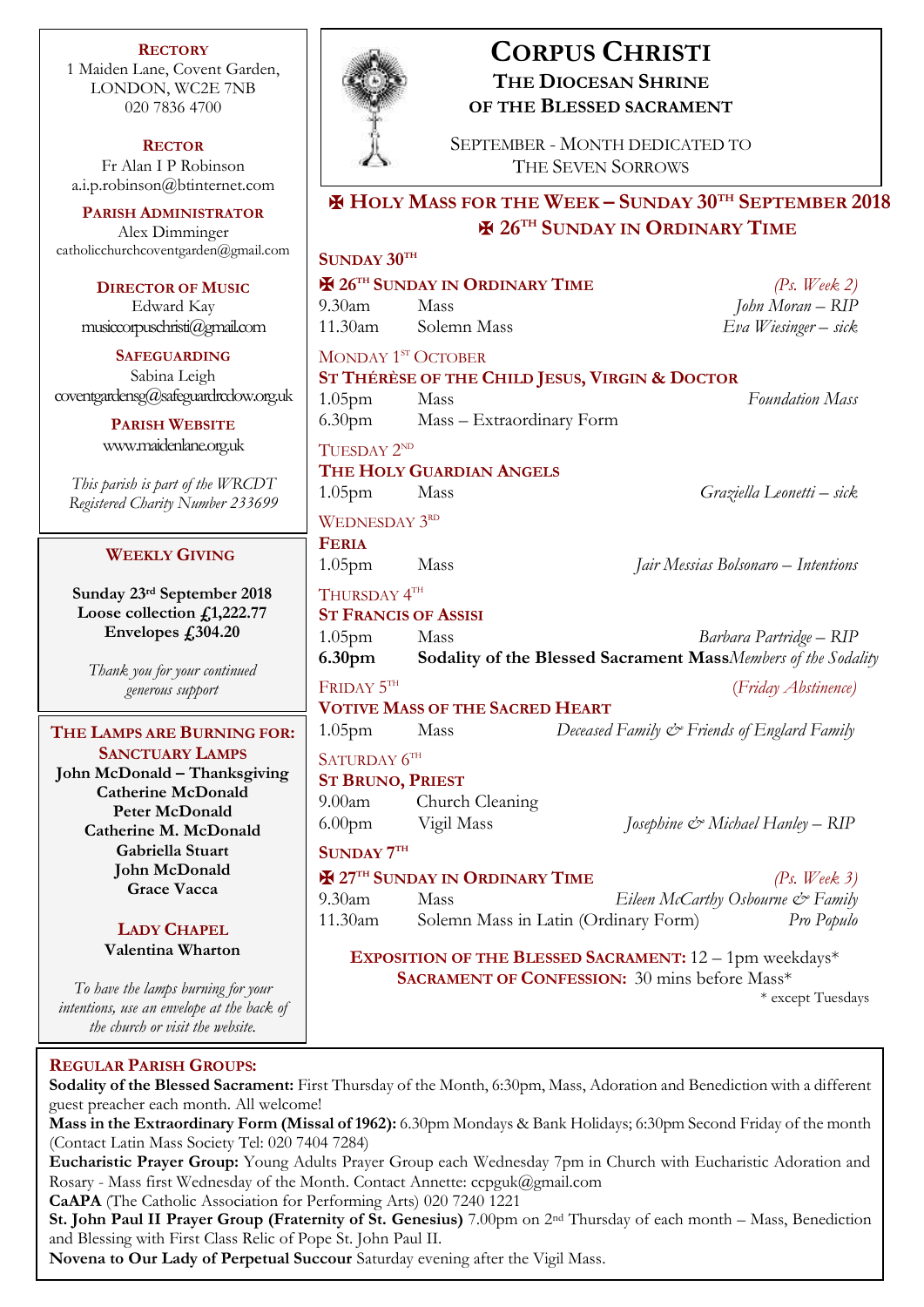# CORPUS CHRISTI

## THE DIOCESAN SHRINE OF THE BLESSED SACRAMENT

SEPTEMBER - MONTH DEDICATED TO THE SEVEN SORROWS

**RECTORY**
1 Maiden Lane, Covent Garden,
LONDON, WC2E 7NB
020 7836 4700

**RECTOR**
Fr Alan I P Robinson
a.i.p.robinson@btinternet.com

**PARISH ADMINISTRATOR**
Alex Dimminger
catholicchurchcoventgarden@gmail.com

**DIRECTOR OF MUSIC**
Edward Kay
musiccorpuschristi@gmail.com

**SAFEGUARDING**
Sabina Leigh
coventgardensg@safeguardrcdow.org.uk

**PARISH WEBSITE**
www.maidenlane.org.uk

*This parish is part of the WRCDT Registered Charity Number 233699*

**WEEKLY GIVING**

**Sunday 23rd September 2018**
**Loose collection £1,222.77**
**Envelopes £304.20**

*Thank you for your continued generous support*

**THE LAMPS ARE BURNING FOR:**

**SANCTUARY LAMPS**
**John McDonald – Thanksgiving**
**Catherine McDonald**
**Peter McDonald**
**Catherine M. McDonald**
**Gabriella Stuart**
**John McDonald**
**Grace Vacca**

**LADY CHAPEL**
**Valentina Wharton**

*To have the lamps burning for your intentions, use an envelope at the back of the church or visit the website.*

## ✠ HOLY MASS FOR THE WEEK – SUNDAY 30TH SEPTEMBER 2018
## ✠ 26TH SUNDAY IN ORDINARY TIME

**SUNDAY 30TH**
**✠ 26TH SUNDAY IN ORDINARY TIME** *(Ps. Week 2)*

| | | |
|---|---|---|
| 9.30am | Mass | *John Moran – RIP* |
| 11.30am | Solemn Mass | *Eva Wiesinger – sick* |

MONDAY 1ST OCTOBER
**ST THÉRÈSE OF THE CHILD JESUS, VIRGIN & DOCTOR**

| | | |
|---|---|---|
| 1.05pm | Mass | *Foundation Mass* |
| 6.30pm | Mass – Extraordinary Form | |

TUESDAY 2ND
**THE HOLY GUARDIAN ANGELS**

| | | |
|---|---|---|
| 1.05pm | Mass | *Graziella Leonetti – sick* |

WEDNESDAY 3RD
**FERIA**

| | | |
|---|---|---|
| 1.05pm | Mass | *Jair Messias Bolsonaro – Intentions* |

THURSDAY 4TH
**ST FRANCIS OF ASSISI**

| | | |
|---|---|---|
| 1.05pm | Mass | *Barbara Partridge – RIP* |
| **6.30pm** | **Sodality of the Blessed Sacrament Mass** | *Members of the Sodality* |

FRIDAY 5TH *(Friday Abstinence)*
**VOTIVE MASS OF THE SACRED HEART**

| | | |
|---|---|---|
| 1.05pm | Mass | *Deceased Family & Friends of Englard Family* |

SATURDAY 6TH
**ST BRUNO, PRIEST**

| | | |
|---|---|---|
| 9.00am | Church Cleaning | |
| 6.00pm | Vigil Mass | *Josephine & Michael Hanley – RIP* |

**SUNDAY 7TH**
**✠ 27TH SUNDAY IN ORDINARY TIME** *(Ps. Week 3)*

| | | |
|---|---|---|
| 9.30am | Mass | *Eileen McCarthy Osbourne & Family* |
| 11.30am | Solemn Mass in Latin (Ordinary Form) | *Pro Populo* |

**EXPOSITION OF THE BLESSED SACRAMENT:** 12 – 1pm weekdays*
**SACRAMENT OF CONFESSION:** 30 mins before Mass*
\* except Tuesdays

**REGULAR PARISH GROUPS:**

**Sodality of the Blessed Sacrament:** First Thursday of the Month, 6:30pm, Mass, Adoration and Benediction with a different guest preacher each month. All welcome!

**Mass in the Extraordinary Form (Missal of 1962):** 6.30pm Mondays & Bank Holidays; 6:30pm Second Friday of the month (Contact Latin Mass Society Tel: 020 7404 7284)

**Eucharistic Prayer Group:** Young Adults Prayer Group each Wednesday 7pm in Church with Eucharistic Adoration and Rosary - Mass first Wednesday of the Month. Contact Annette: ccpguk@gmail.com

**CaAPA** (The Catholic Association for Performing Arts) 020 7240 1221

**St. John Paul II Prayer Group (Fraternity of St. Genesius)** 7.00pm on 2nd Thursday of each month – Mass, Benediction and Blessing with First Class Relic of Pope St. John Paul II.

**Novena to Our Lady of Perpetual Succour** Saturday evening after the Vigil Mass.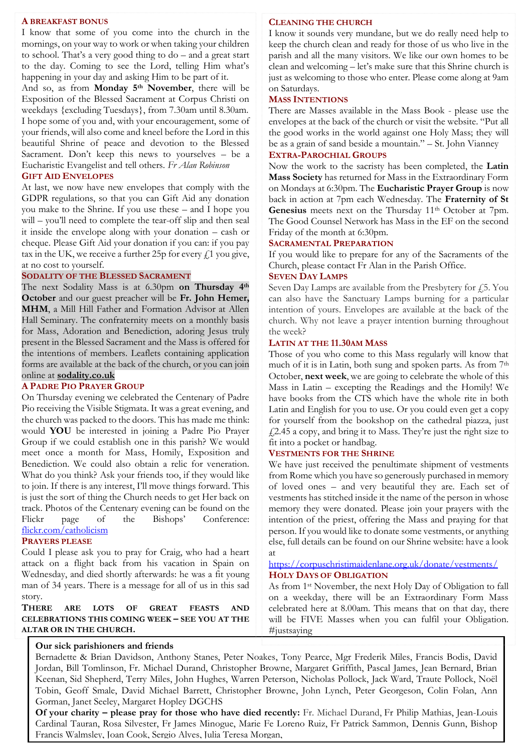### A breakfast bonus

I know that some of you come into the church in the mornings, on your way to work or when taking your children to school. That's a very good thing to do – and a great start to the day. Coming to see the Lord, telling Him what's happening in your day and asking Him to be part of it.

And so, as from **Monday 5th November**, there will be Exposition of the Blessed Sacrament at Corpus Christi on weekdays {excluding Tuesdays}, from 7.30am until 8.30am. I hope some of you and, with your encouragement, some of your friends, will also come and kneel before the Lord in this beautiful Shrine of peace and devotion to the Blessed Sacrament. Don't keep this news to yourselves – be a Eucharistic Evangelist and tell others. *Fr Alan Robinson*

### Gift Aid Envelopes

At last, we now have new envelopes that comply with the GDPR regulations, so that you can Gift Aid any donation you make to the Shrine. If you use these – and I hope you will – you'll need to complete the tear-off slip and then seal it inside the envelope along with your donation – cash or cheque. Please Gift Aid your donation if you can: if you pay tax in the UK, we receive a further 25p for every £1 you give, at no cost to yourself.

### Sodality of the Blessed Sacrament

The next Sodality Mass is at 6.30pm **on Thursday 4th October** and our guest preacher will be **Fr. John Hemer, MHM**, a Mill Hill Father and Formation Advisor at Allen Hall Seminary. The confraternity meets on a monthly basis for Mass, Adoration and Benediction, adoring Jesus truly present in the Blessed Sacrament and the Mass is offered for the intentions of members. Leaflets containing application forms are available at the back of the church, or you can join online at **sodality.co.uk**

### A Padre Pio Prayer Group

On Thursday evening we celebrated the Centenary of Padre Pio receiving the Visible Stigmata. It was a great evening, and the church was packed to the doors. This has made me think: would **YOU** be interested in joining a Padre Pio Prayer Group if we could establish one in this parish? We would meet once a month for Mass, Homily, Exposition and Benediction. We could also obtain a relic for veneration. What do you think? Ask your friends too, if they would like to join. If there is any interest, I'll move things forward. This is just the sort of thing the Church needs to get Her back on track. Photos of the Centenary evening can be found on the Flickr page of the Bishops' Conference: flickr.com/catholicism

### Prayers please

Could I please ask you to pray for Craig, who had a heart attack on a flight back from his vacation in Spain on Wednesday, and died shortly afterwards: he was a fit young man of 34 years. There is a message for all of us in this sad story.

**THERE ARE LOTS OF GREAT FEASTS AND CELEBRATIONS THIS COMING WEEK – SEE YOU AT THE ALTAR OR IN THE CHURCH.**

### Cleaning the church

I know it sounds very mundane, but we do really need help to keep the church clean and ready for those of us who live in the parish and all the many visitors. We like our own homes to be clean and welcoming – let's make sure that this Shrine church is just as welcoming to those who enter. Please come along at 9am on Saturdays.

### Mass Intentions

There are Masses available in the Mass Book - please use the envelopes at the back of the church or visit the website. "Put all the good works in the world against one Holy Mass; they will be as a grain of sand beside a mountain." – St. John Vianney

### Extra-Parochial Groups

Now the work to the sacristy has been completed, the **Latin Mass Society** has returned for Mass in the Extraordinary Form on Mondays at 6:30pm. The **Eucharistic Prayer Group** is now back in action at 7pm each Wednesday. The **Fraternity of St Genesius** meets next on the Thursday 11th October at 7pm. The Good Counsel Network has Mass in the EF on the second Friday of the month at 6:30pm.

### Sacramental Preparation

If you would like to prepare for any of the Sacraments of the Church, please contact Fr Alan in the Parish Office.

### Seven Day Lamps

Seven Day Lamps are available from the Presbytery for £5. You can also have the Sanctuary Lamps burning for a particular intention of yours. Envelopes are available at the back of the church. Why not leave a prayer intention burning throughout the week?

### Latin at the 11.30am Mass

Those of you who come to this Mass regularly will know that much of it is in Latin, both sung and spoken parts. As from 7th October, **next week**, we are going to celebrate the whole of this Mass in Latin – excepting the Readings and the Homily! We have books from the CTS which have the whole rite in both Latin and English for you to use. Or you could even get a copy for yourself from the bookshop on the cathedral piazza, just £2.45 a copy, and bring it to Mass. They're just the right size to fit into a pocket or handbag.

### Vestments for the Shrine

We have just received the penultimate shipment of vestments from Rome which you have so generously purchased in memory of loved ones – and very beautiful they are. Each set of vestments has stitched inside it the name of the person in whose memory they were donated. Please join your prayers with the intention of the priest, offering the Mass and praying for that person. If you would like to donate some vestments, or anything else, full details can be found on our Shrine website: have a look at

https://corpuschristimaidenlane.org.uk/donate/vestments/

### Holy Days of Obligation

As from 1st November, the next Holy Day of Obligation to fall on a weekday, there will be an Extraordinary Form Mass celebrated here at 8.00am. This means that on that day, there will be FIVE Masses when you can fulfil your Obligation. #justsaying

**Our sick parishioners and friends**

Bernadette & Brian Davidson, Anthony Stanes, Peter Noakes, Tony Pearce, Mgr Frederik Miles, Francis Bodis, David Jordan, Bill Tomlinson, Fr. Michael Durand, Christopher Browne, Margaret Griffith, Pascal James, Jean Bernard, Brian Keenan, Sid Shepherd, Terry Miles, John Hughes, Warren Peterson, Nicholas Pollock, Jack Ward, Traute Pollock, Noël Tobin, Geoff Smale, David Michael Barrett, Christopher Browne, John Lynch, Peter Georgeson, Colin Folan, Ann Gorman, Janet Seeley, Margaret Hopley DGCHS

**Of your charity – please pray for those who have died recently:** Fr. Michael Durand, Fr Philip Mathias, Jean-Louis Cardinal Tauran, Rosa Silvester, Fr James Minogue, Marie Fe Loreno Ruiz, Fr Patrick Sammon, Dennis Gunn, Bishop Francis Walmsley, Joan Cook, Sergio Alves, Julia Teresa Morgan,